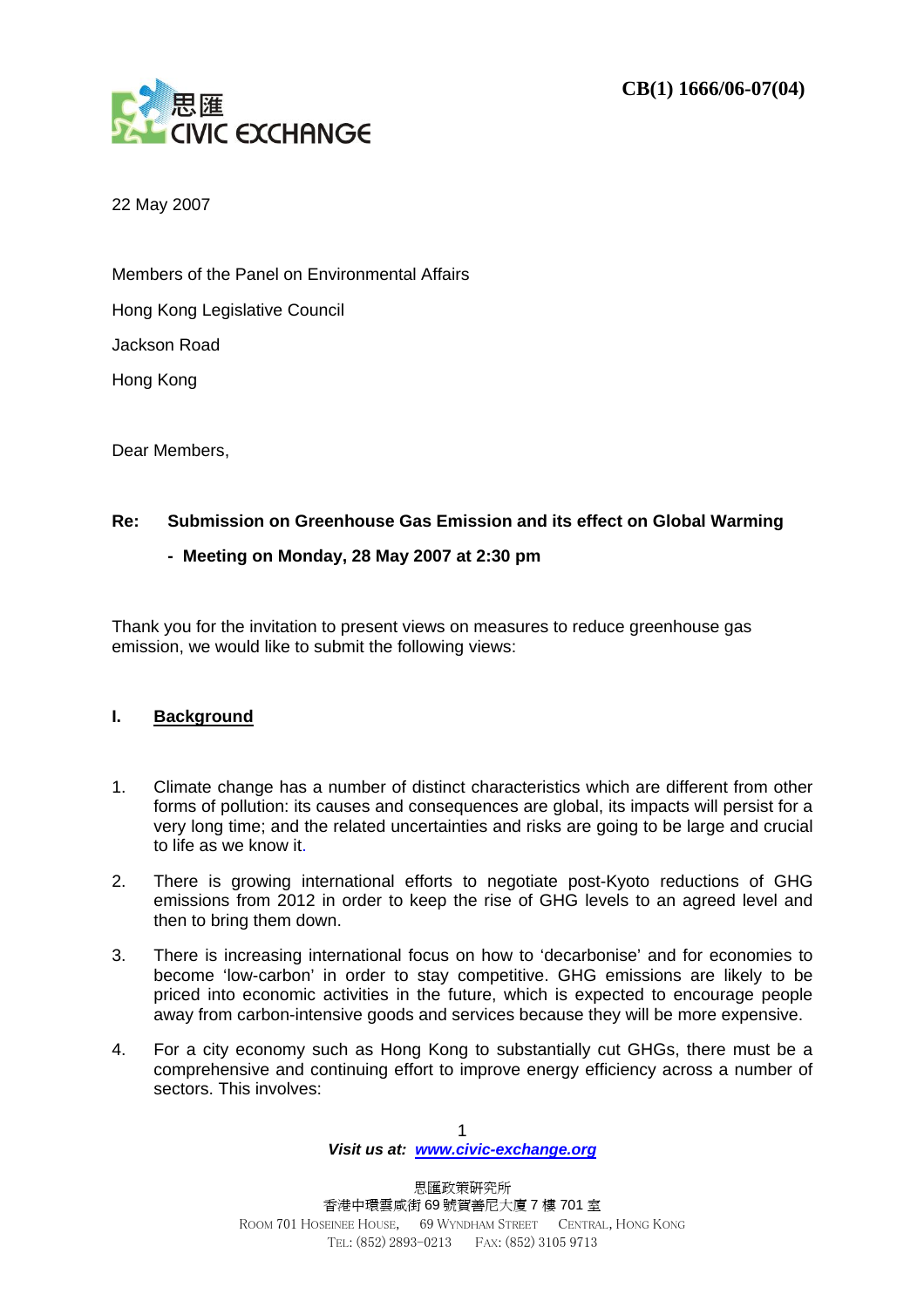CB(1) 1666/06-07(04)

思匯
CIVIC EXCHANGE

22 May 2007

Members of the Panel on Environmental Affairs

Hong Kong Legislative Council

Jackson Road

Hong Kong

Dear Members,

**Re: Submission on Greenhouse Gas Emission and its effect on Global Warming**

**- Meeting on Monday, 28 May 2007 at 2:30 pm**

Thank you for the invitation to present views on measures to reduce greenhouse gas emission, we would like to submit the following views:

## I. Background

1. Climate change has a number of distinct characteristics which are different from other forms of pollution: its causes and consequences are global, its impacts will persist for a very long time; and the related uncertainties and risks are going to be large and crucial to life as we know it.

2. There is growing international efforts to negotiate post-Kyoto reductions of GHG emissions from 2012 in order to keep the rise of GHG levels to an agreed level and then to bring them down.

3. There is increasing international focus on how to 'decarbonise' and for economies to become 'low-carbon' in order to stay competitive. GHG emissions are likely to be priced into economic activities in the future, which is expected to encourage people away from carbon-intensive goods and services because they will be more expensive.

4. For a city economy such as Hong Kong to substantially cut GHGs, there must be a comprehensive and continuing effort to improve energy efficiency across a number of sectors. This involves:

***Visit us at: www.civic-exchange.org***

思匯政策研究所
香港中環雲咸街 69 號賀善尼大廈 7 樓 701 室
ROOM 701 HOSEINEE HOUSE, 69 WYNDHAM STREET CENTRAL, HONG KONG
TEL: (852) 2893-0213 FAX: (852) 3105 9713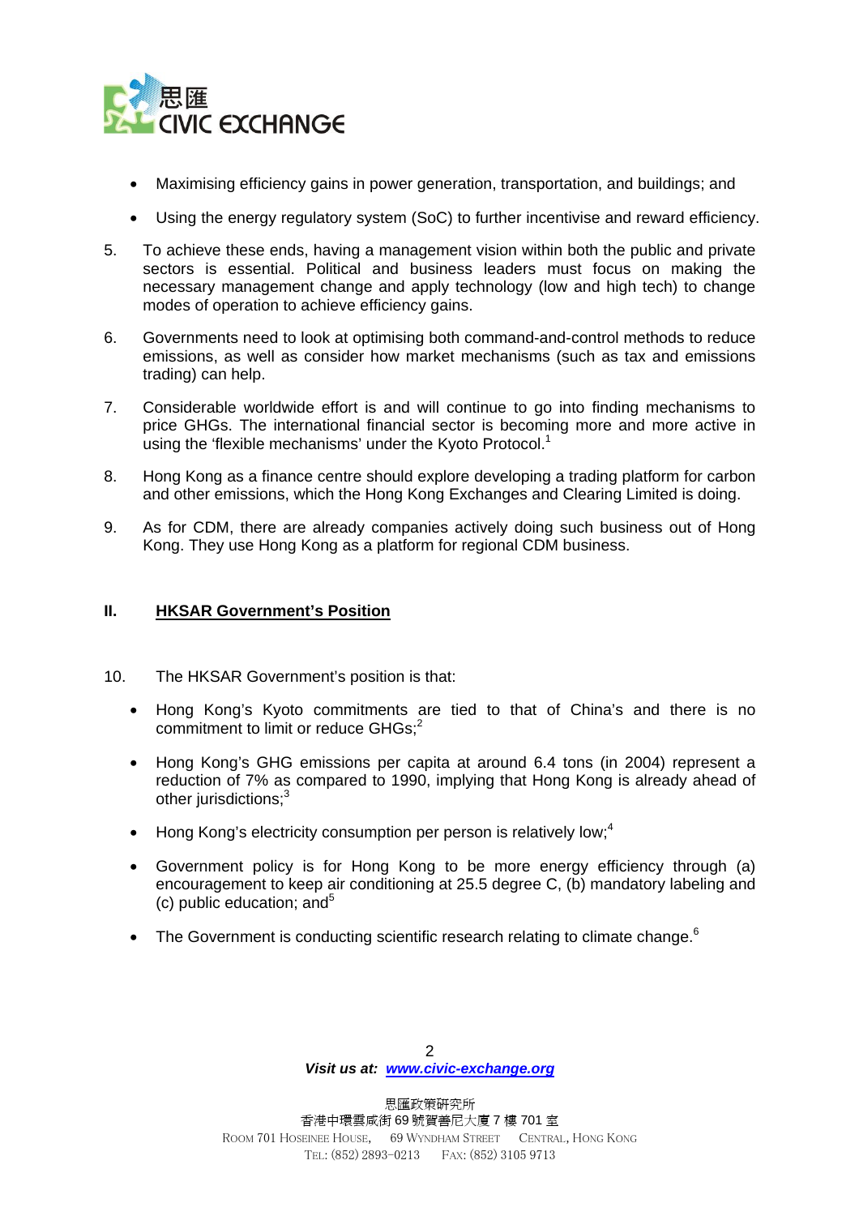- Maximising efficiency gains in power generation, transportation, and buildings; and
- Using the energy regulatory system (SoC) to further incentivise and reward efficiency.

5. To achieve these ends, having a management vision within both the public and private sectors is essential. Political and business leaders must focus on making the necessary management change and apply technology (low and high tech) to change modes of operation to achieve efficiency gains.

6. Governments need to look at optimising both command-and-control methods to reduce emissions, as well as consider how market mechanisms (such as tax and emissions trading) can help.

7. Considerable worldwide effort is and will continue to go into finding mechanisms to price GHGs. The international financial sector is becoming more and more active in using the 'flexible mechanisms' under the Kyoto Protocol.[1]

8. Hong Kong as a finance centre should explore developing a trading platform for carbon and other emissions, which the Hong Kong Exchanges and Clearing Limited is doing.

9. As for CDM, there are already companies actively doing such business out of Hong Kong. They use Hong Kong as a platform for regional CDM business.

## II. <u>HKSAR Government's Position</u>

10. The HKSAR Government's position is that:

- Hong Kong's Kyoto commitments are tied to that of China's and there is no commitment to limit or reduce GHGs;[2]
- Hong Kong's GHG emissions per capita at around 6.4 tons (in 2004) represent a reduction of 7% as compared to 1990, implying that Hong Kong is already ahead of other jurisdictions;[3]
- Hong Kong's electricity consumption per person is relatively low;[4]
- Government policy is for Hong Kong to be more energy efficiency through (a) encouragement to keep air conditioning at 25.5 degree C, (b) mandatory labeling and (c) public education; and[5]
- The Government is conducting scientific research relating to climate change.[6]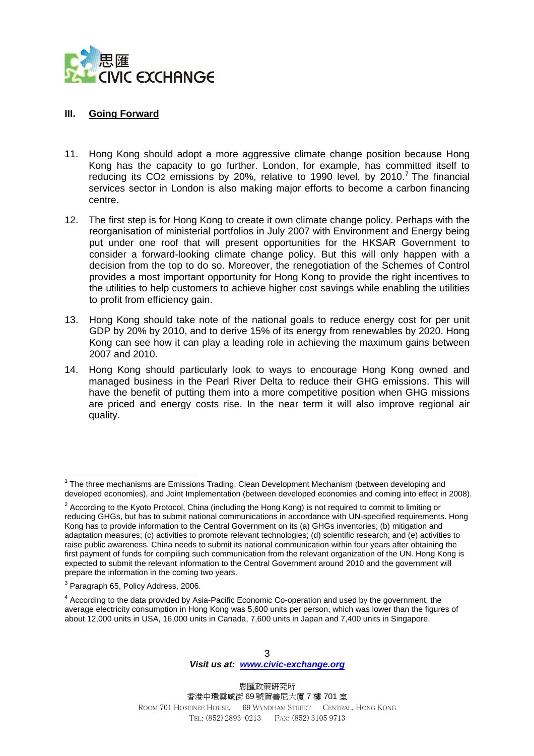### III. Going Forward

11. Hong Kong should adopt a more aggressive climate change position because Hong Kong has the capacity to go further. London, for example, has committed itself to reducing its $CO_2$ emissions by 20%, relative to 1990 level, by 2010.[7] The financial services sector in London is also making major efforts to become a carbon financing centre.

12. The first step is for Hong Kong to create it own climate change policy. Perhaps with the reorganisation of ministerial portfolios in July 2007 with Environment and Energy being put under one roof that will present opportunities for the HKSAR Government to consider a forward-looking climate change policy. But this will only happen with a decision from the top to do so. Moreover, the renegotiation of the Schemes of Control provides a most important opportunity for Hong Kong to provide the right incentives to the utilities to help customers to achieve higher cost savings while enabling the utilities to profit from efficiency gain.

13. Hong Kong should take note of the national goals to reduce energy cost for per unit GDP by 20% by 2010, and to derive 15% of its energy from renewables by 2020. Hong Kong can see how it can play a leading role in achieving the maximum gains between 2007 and 2010.

14. Hong Kong should particularly look to ways to encourage Hong Kong owned and managed business in the Pearl River Delta to reduce their GHG emissions. This will have the benefit of putting them into a more competitive position when GHG missions are priced and energy costs rise. In the near term it will also improve regional air quality.

---

[1] The three mechanisms are Emissions Trading, Clean Development Mechanism (between developing and developed economies), and Joint Implementation (between developed economies and coming into effect in 2008).

[2] According to the Kyoto Protocol, China (including the Hong Kong) is not required to commit to limiting or reducing GHGs, but has to submit national communications in accordance with UN-specified requirements. Hong Kong has to provide information to the Central Government on its (a) GHGs inventories; (b) mitigation and adaptation measures; (c) activities to promote relevant technologies; (d) scientific research; and (e) activities to raise public awareness. China needs to submit its national communication within four years after obtaining the first payment of funds for compiling such communication from the relevant organization of the UN. Hong Kong is expected to submit the relevant information to the Central Government around 2010 and the government will prepare the information in the coming two years.

[3] Paragraph 65, Policy Address, 2006.

[4] According to the data provided by Asia-Pacific Economic Co-operation and used by the government, the average electricity consumption in Hong Kong was 5,600 units per person, which was lower than the figures of about 12,000 units in USA, 16,000 units in Canada, 7,600 units in Japan and 7,400 units in Singapore.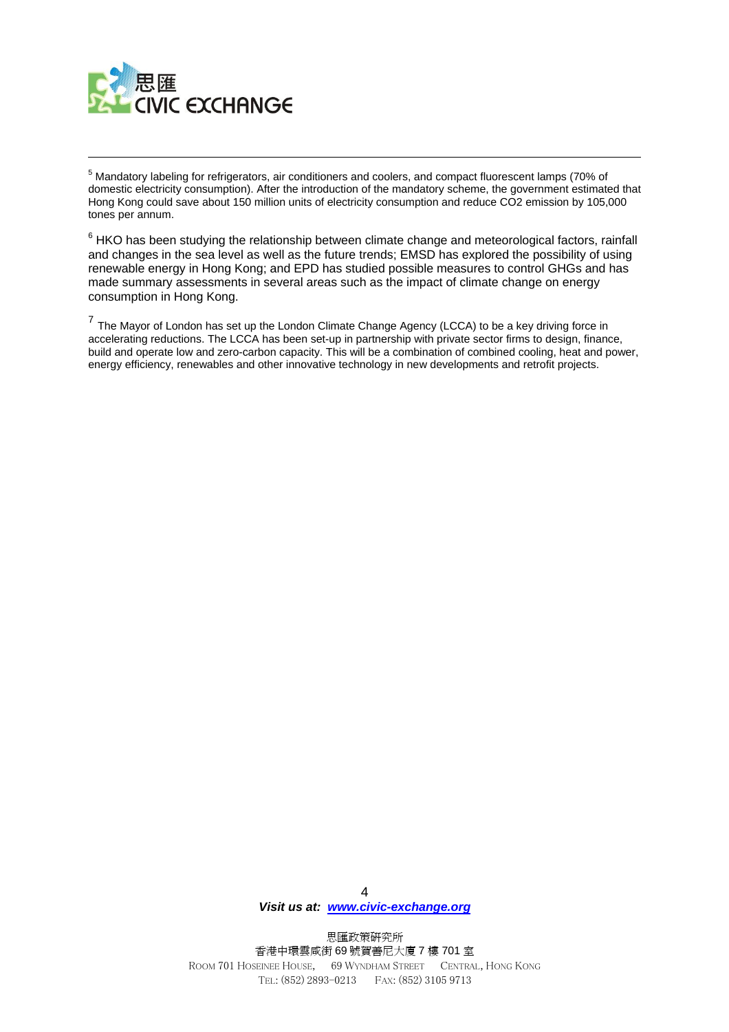[5] Mandatory labeling for refrigerators, air conditioners and coolers, and compact fluorescent lamps (70% of domestic electricity consumption). After the introduction of the mandatory scheme, the government estimated that Hong Kong could save about 150 million units of electricity consumption and reduce $CO_2$ emission by 105,000 tones per annum.

[6] HKO has been studying the relationship between climate change and meteorological factors, rainfall and changes in the sea level as well as the future trends; EMSD has explored the possibility of using renewable energy in Hong Kong; and EPD has studied possible measures to control GHGs and has made summary assessments in several areas such as the impact of climate change on energy consumption in Hong Kong.

[7] The Mayor of London has set up the London Climate Change Agency (LCCA) to be a key driving force in accelerating reductions. The LCCA has been set-up in partnership with private sector firms to design, finance, build and operate low and zero-carbon capacity. This will be a combination of combined cooling, heat and power, energy efficiency, renewables and other innovative technology in new developments and retrofit projects.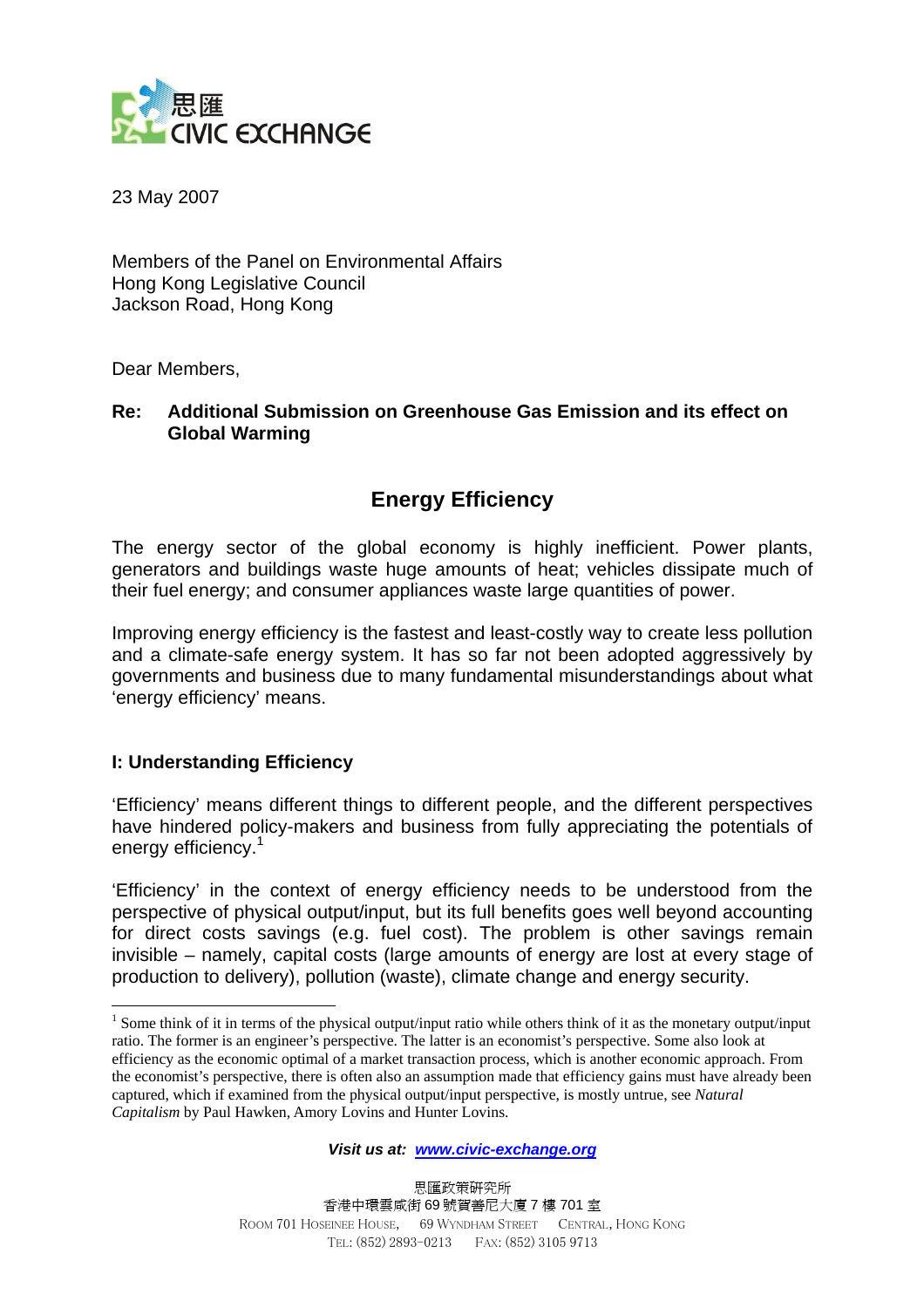23 May 2007

Members of the Panel on Environmental Affairs
Hong Kong Legislative Council
Jackson Road, Hong Kong

Dear Members,

**Re: Additional Submission on Greenhouse Gas Emission and its effect on Global Warming**

## Energy Efficiency

The energy sector of the global economy is highly inefficient. Power plants, generators and buildings waste huge amounts of heat; vehicles dissipate much of their fuel energy; and consumer appliances waste large quantities of power.

Improving energy efficiency is the fastest and least-costly way to create less pollution and a climate-safe energy system. It has so far not been adopted aggressively by governments and business due to many fundamental misunderstandings about what 'energy efficiency' means.

### I: Understanding Efficiency

'Efficiency' means different things to different people, and the different perspectives have hindered policy-makers and business from fully appreciating the potentials of energy efficiency.[1]

'Efficiency' in the context of energy efficiency needs to be understood from the perspective of physical output/input, but its full benefits goes well beyond accounting for direct costs savings (e.g. fuel cost). The problem is other savings remain invisible – namely, capital costs (large amounts of energy are lost at every stage of production to delivery), pollution (waste), climate change and energy security.

---

[1] Some think of it in terms of the physical output/input ratio while others think of it as the monetary output/input ratio. The former is an engineer's perspective. The latter is an economist's perspective. Some also look at efficiency as the economic optimal of a market transaction process, which is another economic approach. From the economist's perspective, there is often also an assumption made that efficiency gains must have already been captured, which if examined from the physical output/input perspective, is mostly untrue, see *Natural Capitalism* by Paul Hawken, Amory Lovins and Hunter Lovins.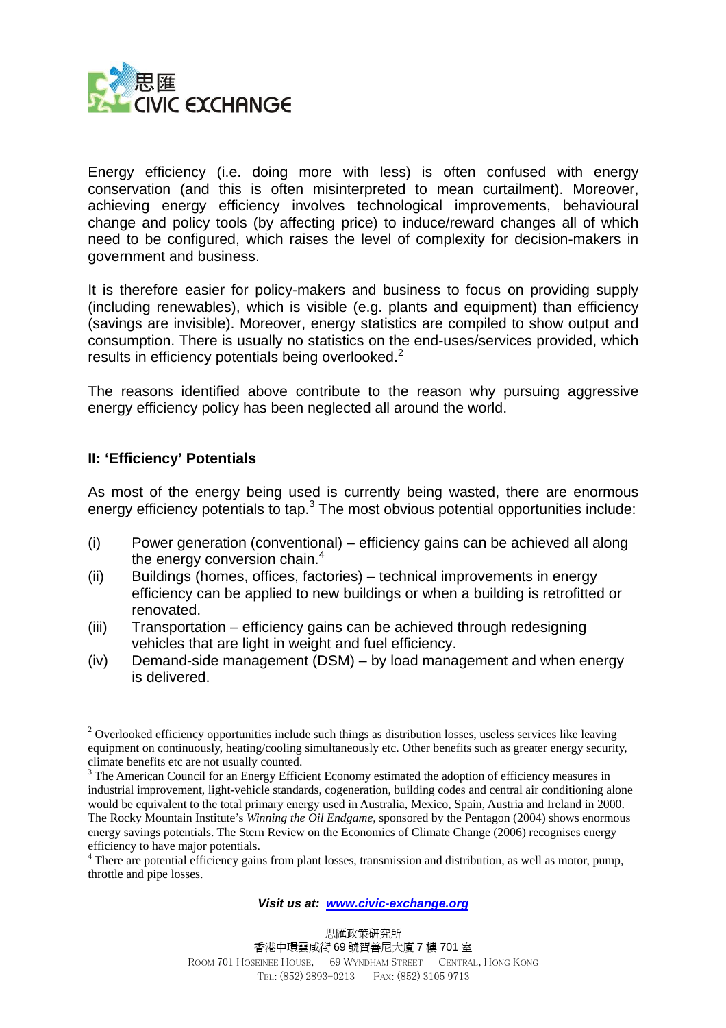Energy efficiency (i.e. doing more with less) is often confused with energy conservation (and this is often misinterpreted to mean curtailment). Moreover, achieving energy efficiency involves technological improvements, behavioural change and policy tools (by affecting price) to induce/reward changes all of which need to be configured, which raises the level of complexity for decision-makers in government and business.

It is therefore easier for policy-makers and business to focus on providing supply (including renewables), which is visible (e.g. plants and equipment) than efficiency (savings are invisible). Moreover, energy statistics are compiled to show output and consumption. There is usually no statistics on the end-uses/services provided, which results in efficiency potentials being overlooked.[2]

The reasons identified above contribute to the reason why pursuing aggressive energy efficiency policy has been neglected all around the world.

### II: 'Efficiency' Potentials

As most of the energy being used is currently being wasted, there are enormous energy efficiency potentials to tap.[3] The most obvious potential opportunities include:

(i) Power generation (conventional) – efficiency gains can be achieved all along the energy conversion chain.[4]

(ii) Buildings (homes, offices, factories) – technical improvements in energy efficiency can be applied to new buildings or when a building is retrofitted or renovated.

(iii) Transportation – efficiency gains can be achieved through redesigning vehicles that are light in weight and fuel efficiency.

(iv) Demand-side management (DSM) – by load management and when energy is delivered.

---

[2] Overlooked efficiency opportunities include such things as distribution losses, useless services like leaving equipment on continuously, heating/cooling simultaneously etc. Other benefits such as greater energy security, climate benefits etc are not usually counted.

[3] The American Council for an Energy Efficient Economy estimated the adoption of efficiency measures in industrial improvement, light-vehicle standards, cogeneration, building codes and central air conditioning alone would be equivalent to the total primary energy used in Australia, Mexico, Spain, Austria and Ireland in 2000. The Rocky Mountain Institute's *Winning the Oil Endgame*, sponsored by the Pentagon (2004) shows enormous energy savings potentials. The Stern Review on the Economics of Climate Change (2006) recognises energy efficiency to have major potentials.

[4] There are potential efficiency gains from plant losses, transmission and distribution, as well as motor, pump, throttle and pipe losses.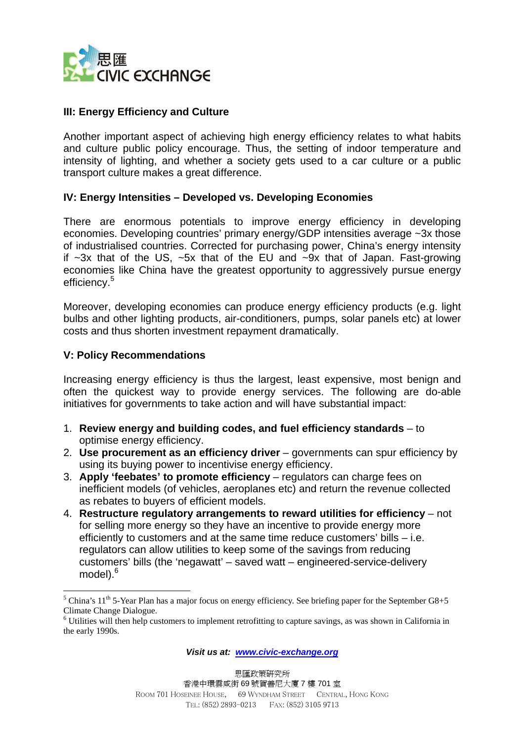## III: Energy Efficiency and Culture

Another important aspect of achieving high energy efficiency relates to what habits and culture public policy encourage. Thus, the setting of indoor temperature and intensity of lighting, and whether a society gets used to a car culture or a public transport culture makes a great difference.

## IV: Energy Intensities – Developed vs. Developing Economies

There are enormous potentials to improve energy efficiency in developing economies. Developing countries' primary energy/GDP intensities average ~3x those of industrialised countries. Corrected for purchasing power, China's energy intensity if ~3x that of the US, ~5x that of the EU and ~9x that of Japan. Fast-growing economies like China have the greatest opportunity to aggressively pursue energy efficiency.[5]

Moreover, developing economies can produce energy efficiency products (e.g. light bulbs and other lighting products, air-conditioners, pumps, solar panels etc) at lower costs and thus shorten investment repayment dramatically.

## V: Policy Recommendations

Increasing energy efficiency is thus the largest, least expensive, most benign and often the quickest way to provide energy services. The following are do-able initiatives for governments to take action and will have substantial impact:

1. **Review energy and building codes, and fuel efficiency standards** – to optimise energy efficiency.
2. **Use procurement as an efficiency driver** – governments can spur efficiency by using its buying power to incentivise energy efficiency.
3. **Apply 'feebates' to promote efficiency** – regulators can charge fees on inefficient models (of vehicles, aeroplanes etc) and return the revenue collected as rebates to buyers of efficient models.
4. **Restructure regulatory arrangements to reward utilities for efficiency** – not for selling more energy so they have an incentive to provide energy more efficiently to customers and at the same time reduce customers' bills – i.e. regulators can allow utilities to keep some of the savings from reducing customers' bills (the 'negawatt' – saved watt – engineered-service-delivery model).[6]

---

[5] China's 11th 5-Year Plan has a major focus on energy efficiency. See briefing paper for the September G8+5 Climate Change Dialogue.

[6] Utilities will then help customers to implement retrofitting to capture savings, as was shown in California in the early 1990s.